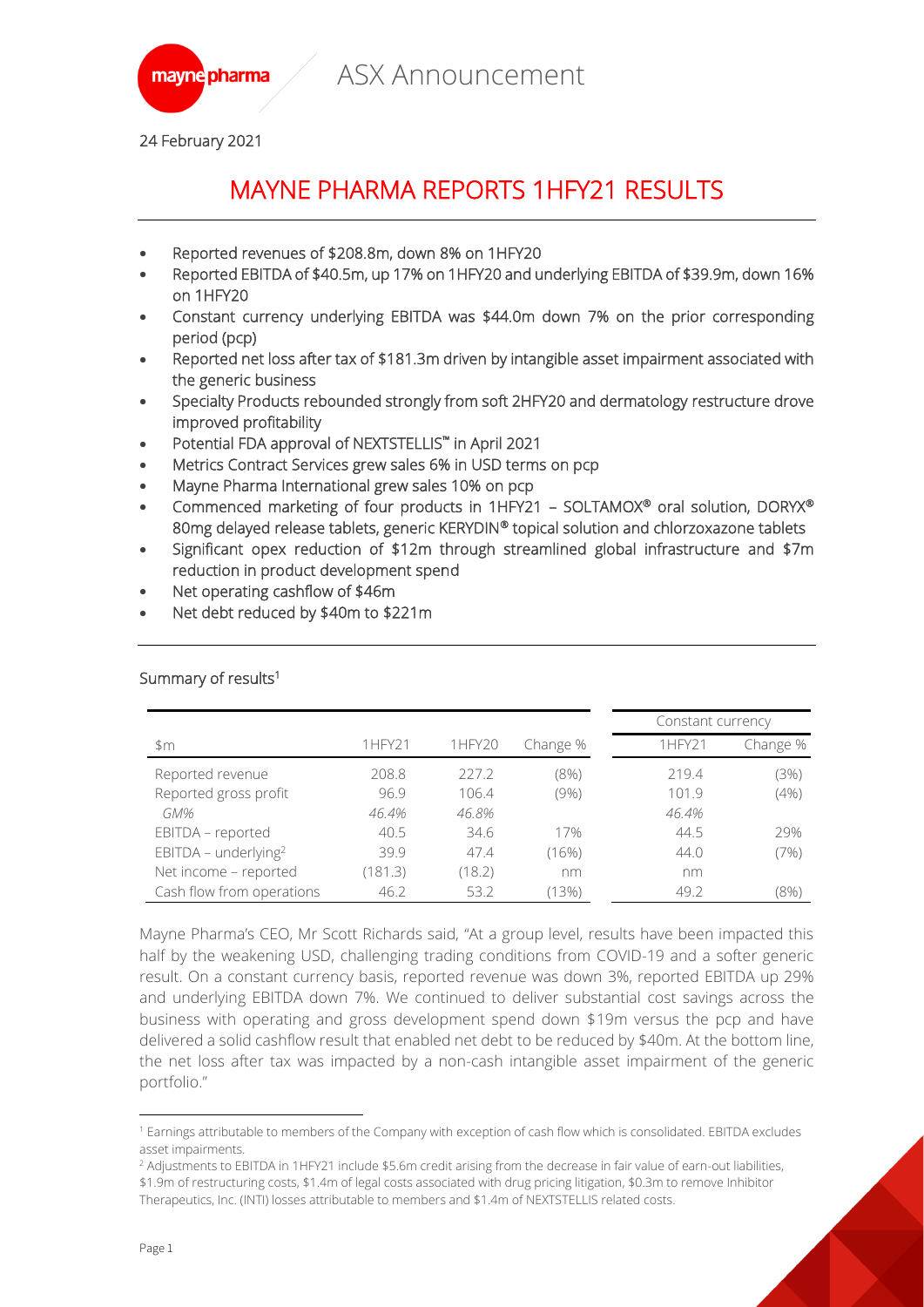ASX Announcement

24 February 2021

# MAYNE PHARMA REPORTS 1HFY21 RESULTS

- Reported revenues of $208.8m, down 8% on 1HFY20
- Reported EBITDA of $40.5m, up 17% on 1HFY20 and underlying EBITDA of $39.9m, down 16% on 1HFY20
- Constant currency underlying EBITDA was $44.0m down 7% on the prior corresponding period (pcp)
- Reported net loss after tax of $181.3m driven by intangible asset impairment associated with the generic business
- Specialty Products rebounded strongly from soft 2HFY20 and dermatology restructure drove improved profitability
- Potential FDA approval of NEXTSTELLIS™ in April 2021
- Metrics Contract Services grew sales 6% in USD terms on pcp
- Mayne Pharma International grew sales 10% on pcp
- Commenced marketing of four products in 1HFY21 – SOLTAMOX® oral solution, DORYX® 80mg delayed release tablets, generic KERYDIN® topical solution and chlorzoxazone tablets
- Significant opex reduction of $12m through streamlined global infrastructure and $7m reduction in product development spend
- Net operating cashflow of $46m
- Net debt reduced by $40m to $221m

## Summary of results[1]

| | | | | Constant currency | |
|---|---|---|---|---|---|
| $m | 1HFY21 | 1HFY20 | Change % | 1HFY21 | Change % |
| Reported revenue | 208.8 | 227.2 | (8%) | 219.4 | (3%) |
| Reported gross profit | 96.9 | 106.4 | (9%) | 101.9 | (4%) |
| *GM%* | *46.4%* | *46.8%* | | *46.4%* | |
| EBITDA – reported | 40.5 | 34.6 | 17% | 44.5 | 29% |
| EBITDA – underlying[2] | 39.9 | 47.4 | (16%) | 44.0 | (7%) |
| Net income – reported | (181.3) | (18.2) | nm | nm | |
| Cash flow from operations | 46.2 | 53.2 | (13%) | 49.2 | (8%) |

Mayne Pharma's CEO, Mr Scott Richards said, "At a group level, results have been impacted this half by the weakening USD, challenging trading conditions from COVID-19 and a softer generic result. On a constant currency basis, reported revenue was down 3%, reported EBITDA up 29% and underlying EBITDA down 7%. We continued to deliver substantial cost savings across the business with operating and gross development spend down $19m versus the pcp and have delivered a solid cashflow result that enabled net debt to be reduced by $40m. At the bottom line, the net loss after tax was impacted by a non-cash intangible asset impairment of the generic portfolio."

[1] Earnings attributable to members of the Company with exception of cash flow which is consolidated. EBITDA excludes asset impairments.

[2] Adjustments to EBITDA in 1HFY21 include $5.6m credit arising from the decrease in fair value of earn-out liabilities, $1.9m of restructuring costs, $1.4m of legal costs associated with drug pricing litigation, $0.3m to remove Inhibitor Therapeutics, Inc. (INTI) losses attributable to members and $1.4m of NEXTSTELLIS related costs.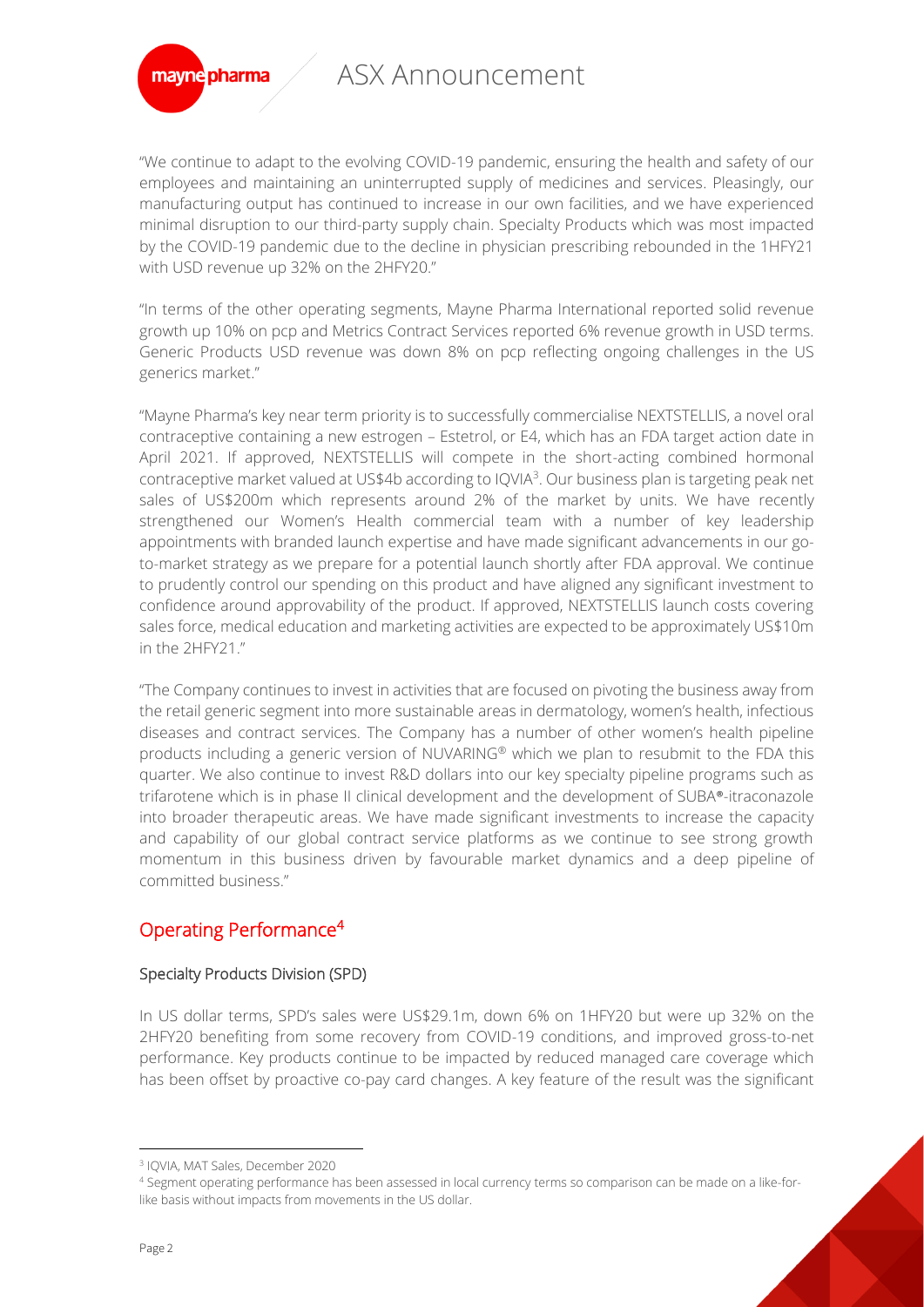"We continue to adapt to the evolving COVID-19 pandemic, ensuring the health and safety of our employees and maintaining an uninterrupted supply of medicines and services. Pleasingly, our manufacturing output has continued to increase in our own facilities, and we have experienced minimal disruption to our third-party supply chain. Specialty Products which was most impacted by the COVID-19 pandemic due to the decline in physician prescribing rebounded in the 1HFY21 with USD revenue up 32% on the 2HFY20."

"In terms of the other operating segments, Mayne Pharma International reported solid revenue growth up 10% on pcp and Metrics Contract Services reported 6% revenue growth in USD terms. Generic Products USD revenue was down 8% on pcp reflecting ongoing challenges in the US generics market."

"Mayne Pharma's key near term priority is to successfully commercialise NEXTSTELLIS, a novel oral contraceptive containing a new estrogen – Estetrol, or E4, which has an FDA target action date in April 2021. If approved, NEXTSTELLIS will compete in the short-acting combined hormonal contraceptive market valued at US$4b according to IQVIA[3]. Our business plan is targeting peak net sales of US$200m which represents around 2% of the market by units. We have recently strengthened our Women's Health commercial team with a number of key leadership appointments with branded launch expertise and have made significant advancements in our go-to-market strategy as we prepare for a potential launch shortly after FDA approval. We continue to prudently control our spending on this product and have aligned any significant investment to confidence around approvability of the product. If approved, NEXTSTELLIS launch costs covering sales force, medical education and marketing activities are expected to be approximately US$10m in the 2HFY21."

"The Company continues to invest in activities that are focused on pivoting the business away from the retail generic segment into more sustainable areas in dermatology, women's health, infectious diseases and contract services. The Company has a number of other women's health pipeline products including a generic version of NUVARING® which we plan to resubmit to the FDA this quarter. We also continue to invest R&D dollars into our key specialty pipeline programs such as trifarotene which is in phase II clinical development and the development of SUBA®-itraconazole into broader therapeutic areas. We have made significant investments to increase the capacity and capability of our global contract service platforms as we continue to see strong growth momentum in this business driven by favourable market dynamics and a deep pipeline of committed business."

## Operating Performance[4]

### Specialty Products Division (SPD)

In US dollar terms, SPD's sales were US$29.1m, down 6% on 1HFY20 but were up 32% on the 2HFY20 benefiting from some recovery from COVID-19 conditions, and improved gross-to-net performance. Key products continue to be impacted by reduced managed care coverage which has been offset by proactive co-pay card changes. A key feature of the result was the significant

[3] IQVIA, MAT Sales, December 2020

[4] Segment operating performance has been assessed in local currency terms so comparison can be made on a like-for-like basis without impacts from movements in the US dollar.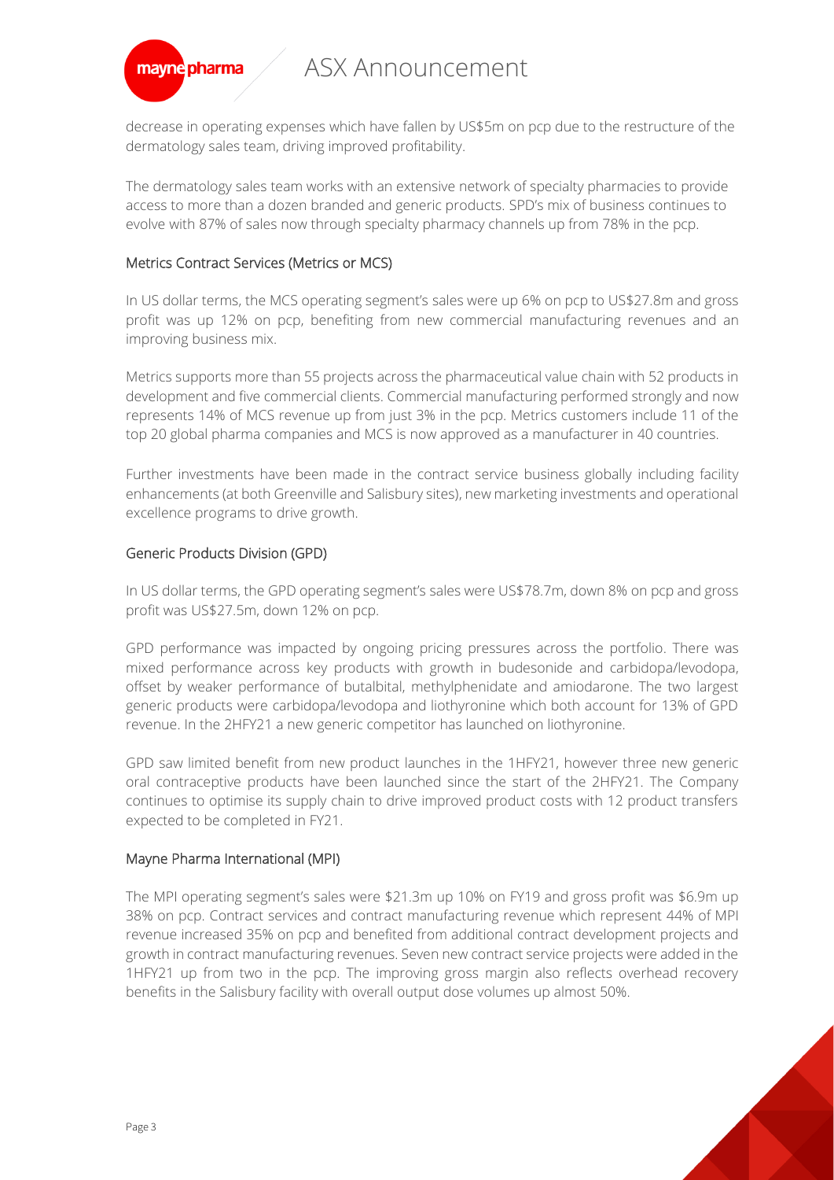decrease in operating expenses which have fallen by US$5m on pcp due to the restructure of the dermatology sales team, driving improved profitability.

The dermatology sales team works with an extensive network of specialty pharmacies to provide access to more than a dozen branded and generic products. SPD's mix of business continues to evolve with 87% of sales now through specialty pharmacy channels up from 78% in the pcp.

## Metrics Contract Services (Metrics or MCS)

In US dollar terms, the MCS operating segment's sales were up 6% on pcp to US$27.8m and gross profit was up 12% on pcp, benefiting from new commercial manufacturing revenues and an improving business mix.

Metrics supports more than 55 projects across the pharmaceutical value chain with 52 products in development and five commercial clients. Commercial manufacturing performed strongly and now represents 14% of MCS revenue up from just 3% in the pcp. Metrics customers include 11 of the top 20 global pharma companies and MCS is now approved as a manufacturer in 40 countries.

Further investments have been made in the contract service business globally including facility enhancements (at both Greenville and Salisbury sites), new marketing investments and operational excellence programs to drive growth.

## Generic Products Division (GPD)

In US dollar terms, the GPD operating segment's sales were US$78.7m, down 8% on pcp and gross profit was US$27.5m, down 12% on pcp.

GPD performance was impacted by ongoing pricing pressures across the portfolio. There was mixed performance across key products with growth in budesonide and carbidopa/levodopa, offset by weaker performance of butalbital, methylphenidate and amiodarone. The two largest generic products were carbidopa/levodopa and liothyronine which both account for 13% of GPD revenue. In the 2HFY21 a new generic competitor has launched on liothyronine.

GPD saw limited benefit from new product launches in the 1HFY21, however three new generic oral contraceptive products have been launched since the start of the 2HFY21. The Company continues to optimise its supply chain to drive improved product costs with 12 product transfers expected to be completed in FY21.

## Mayne Pharma International (MPI)

The MPI operating segment's sales were $21.3m up 10% on FY19 and gross profit was $6.9m up 38% on pcp. Contract services and contract manufacturing revenue which represent 44% of MPI revenue increased 35% on pcp and benefited from additional contract development projects and growth in contract manufacturing revenues. Seven new contract service projects were added in the 1HFY21 up from two in the pcp. The improving gross margin also reflects overhead recovery benefits in the Salisbury facility with overall output dose volumes up almost 50%.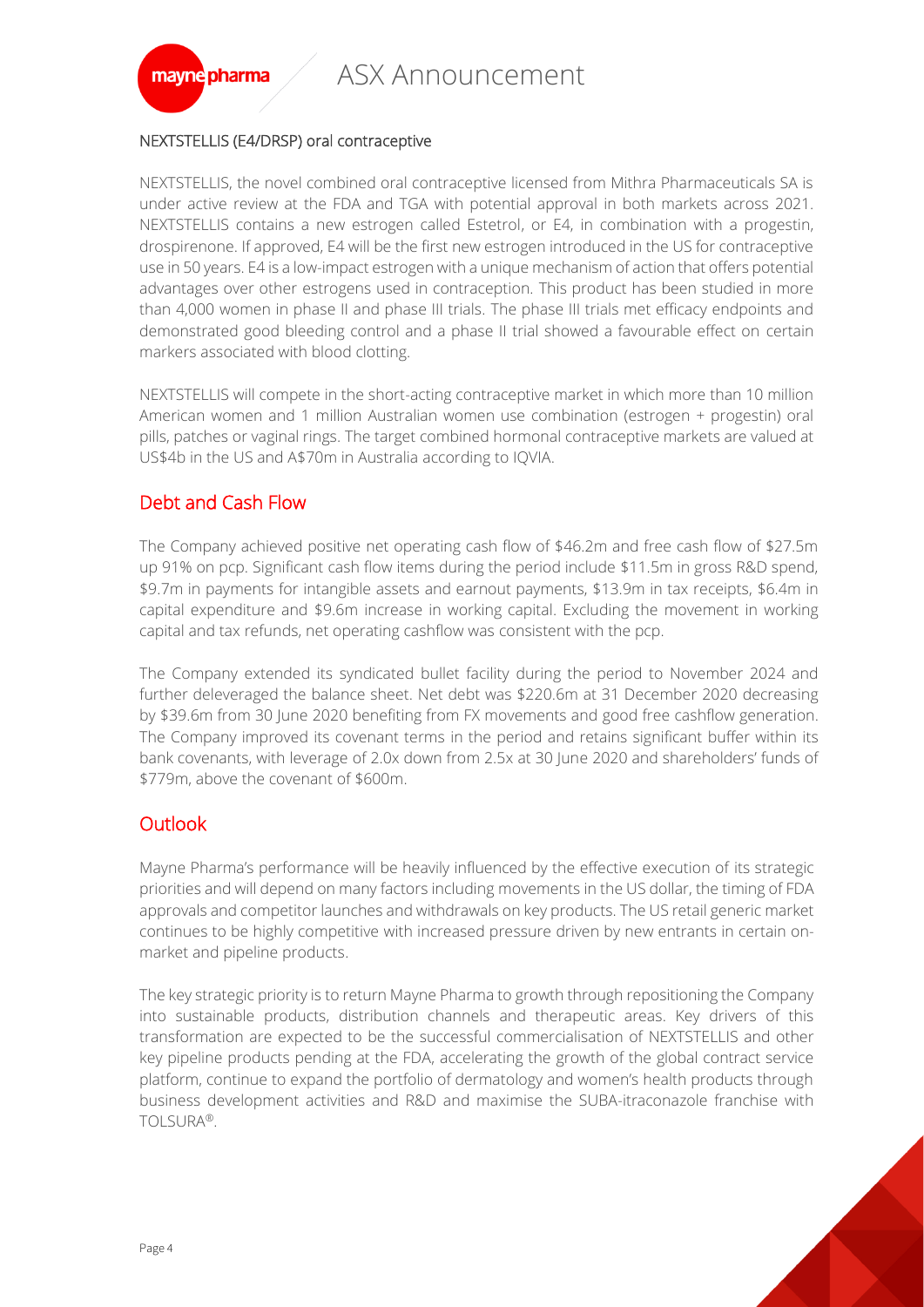NEXTSTELLIS (E4/DRSP) oral contraceptive

NEXTSTELLIS, the novel combined oral contraceptive licensed from Mithra Pharmaceuticals SA is under active review at the FDA and TGA with potential approval in both markets across 2021. NEXTSTELLIS contains a new estrogen called Estetrol, or E4, in combination with a progestin, drospirenone. If approved, E4 will be the first new estrogen introduced in the US for contraceptive use in 50 years. E4 is a low-impact estrogen with a unique mechanism of action that offers potential advantages over other estrogens used in contraception. This product has been studied in more than 4,000 women in phase II and phase III trials. The phase III trials met efficacy endpoints and demonstrated good bleeding control and a phase II trial showed a favourable effect on certain markers associated with blood clotting.

NEXTSTELLIS will compete in the short-acting contraceptive market in which more than 10 million American women and 1 million Australian women use combination (estrogen + progestin) oral pills, patches or vaginal rings. The target combined hormonal contraceptive markets are valued at US$4b in the US and A$70m in Australia according to IQVIA.

## Debt and Cash Flow

The Company achieved positive net operating cash flow of $46.2m and free cash flow of $27.5m up 91% on pcp. Significant cash flow items during the period include $11.5m in gross R&D spend, $9.7m in payments for intangible assets and earnout payments, $13.9m in tax receipts, $6.4m in capital expenditure and $9.6m increase in working capital. Excluding the movement in working capital and tax refunds, net operating cashflow was consistent with the pcp.

The Company extended its syndicated bullet facility during the period to November 2024 and further deleveraged the balance sheet. Net debt was $220.6m at 31 December 2020 decreasing by $39.6m from 30 June 2020 benefiting from FX movements and good free cashflow generation. The Company improved its covenant terms in the period and retains significant buffer within its bank covenants, with leverage of 2.0x down from 2.5x at 30 June 2020 and shareholders' funds of $779m, above the covenant of $600m.

## Outlook

Mayne Pharma's performance will be heavily influenced by the effective execution of its strategic priorities and will depend on many factors including movements in the US dollar, the timing of FDA approvals and competitor launches and withdrawals on key products. The US retail generic market continues to be highly competitive with increased pressure driven by new entrants in certain on-market and pipeline products.

The key strategic priority is to return Mayne Pharma to growth through repositioning the Company into sustainable products, distribution channels and therapeutic areas. Key drivers of this transformation are expected to be the successful commercialisation of NEXTSTELLIS and other key pipeline products pending at the FDA, accelerating the growth of the global contract service platform, continue to expand the portfolio of dermatology and women's health products through business development activities and R&D and maximise the SUBA-itraconazole franchise with TOLSURA®.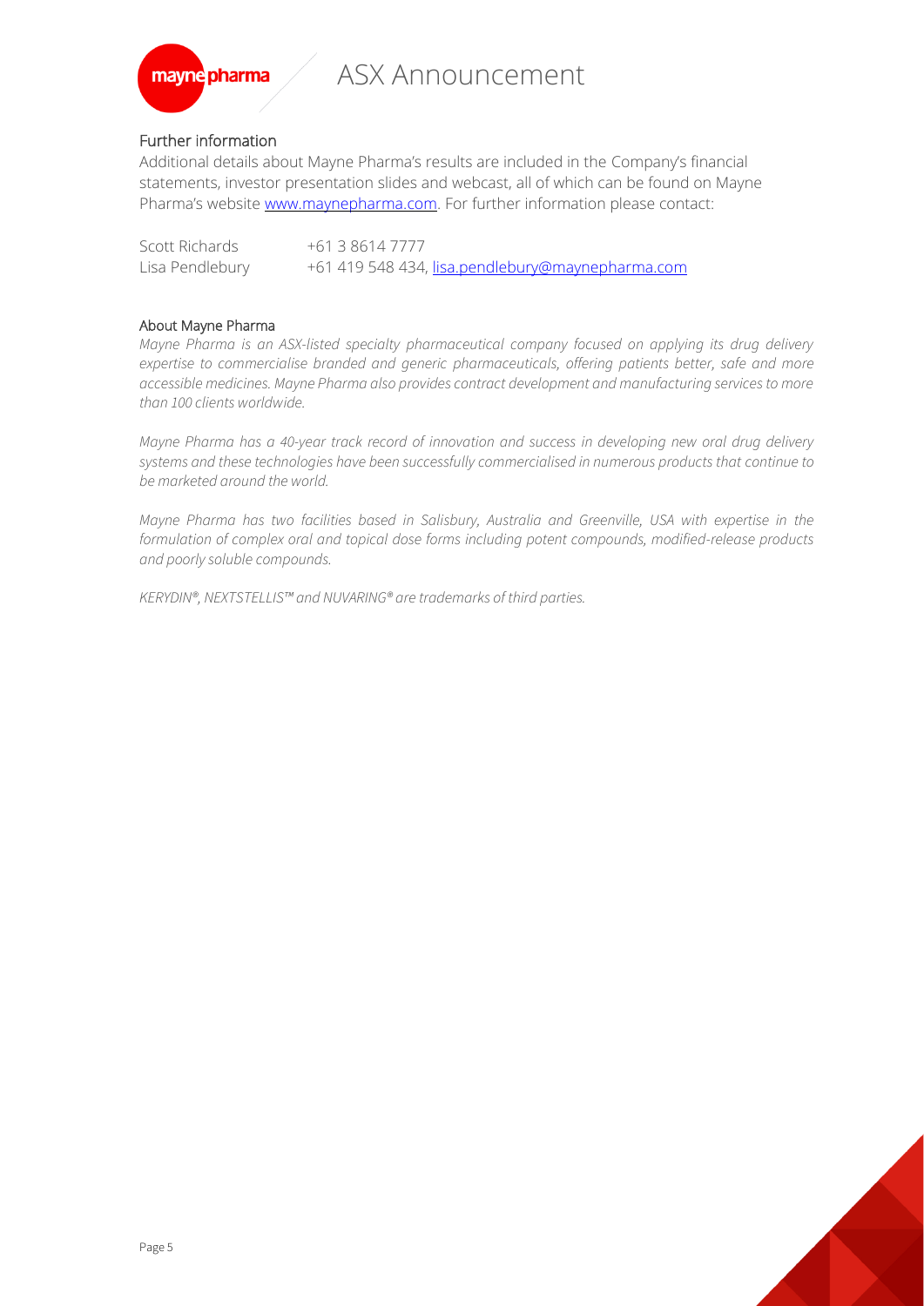## Further information

Additional details about Mayne Pharma's results are included in the Company's financial statements, investor presentation slides and webcast, all of which can be found on Mayne Pharma's website [www.maynepharma.com](http://www.maynepharma.com). For further information please contact:

| | |
|---|---|
| Scott Richards | +61 3 8614 7777 |
| Lisa Pendlebury | +61 419 548 434, [lisa.pendlebury@maynepharma.com](mailto:lisa.pendlebury@maynepharma.com) |

### About Mayne Pharma

*Mayne Pharma is an ASX-listed specialty pharmaceutical company focused on applying its drug delivery expertise to commercialise branded and generic pharmaceuticals, offering patients better, safe and more accessible medicines. Mayne Pharma also provides contract development and manufacturing services to more than 100 clients worldwide.*

*Mayne Pharma has a 40-year track record of innovation and success in developing new oral drug delivery systems and these technologies have been successfully commercialised in numerous products that continue to be marketed around the world.*

*Mayne Pharma has two facilities based in Salisbury, Australia and Greenville, USA with expertise in the formulation of complex oral and topical dose forms including potent compounds, modified-release products and poorly soluble compounds.*

*KERYDIN®, NEXTSTELLIS™ and NUVARING® are trademarks of third parties.*